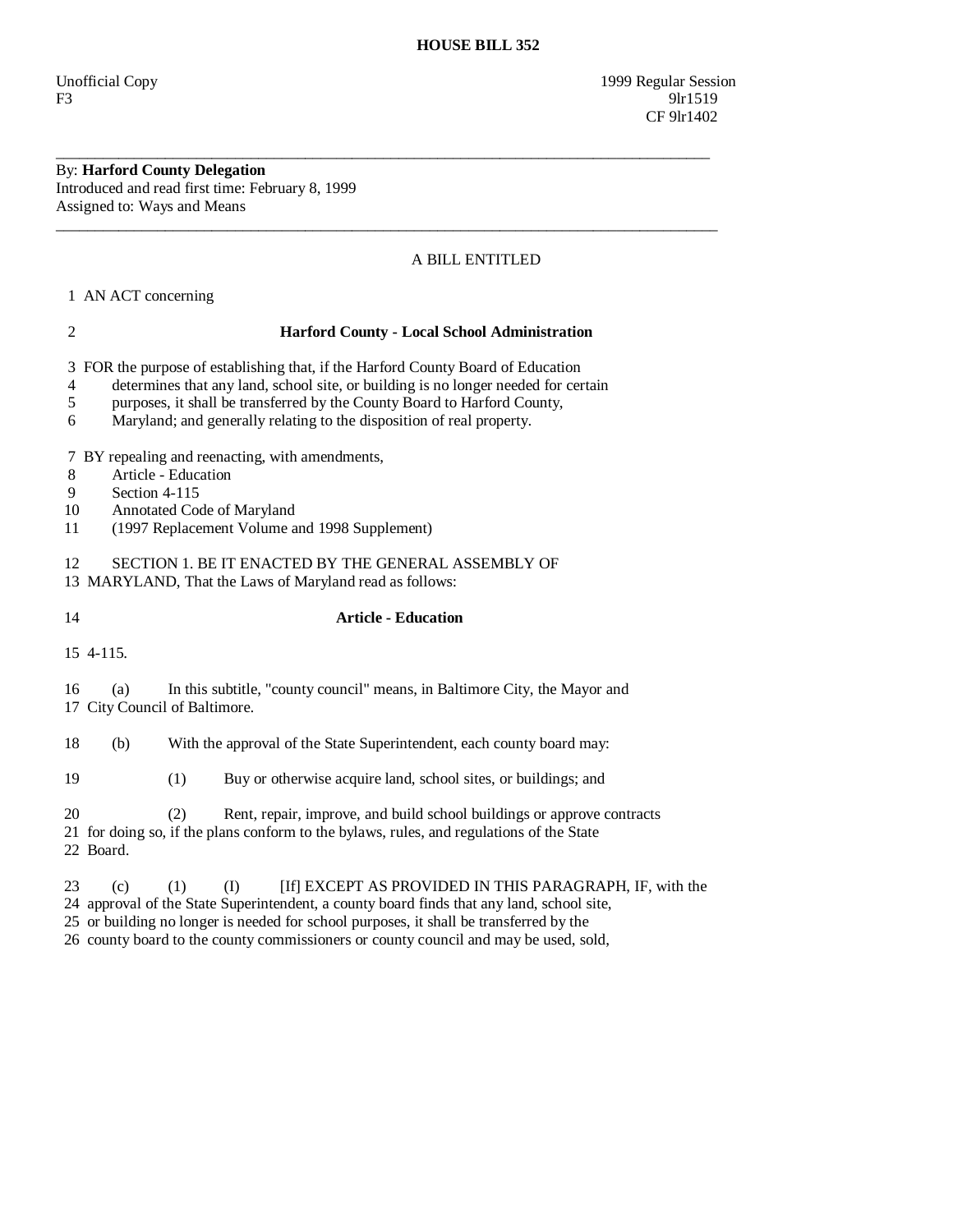# HOUSE BILL 352

Unofficial Copy 1999 Regular Session
F3 9lr1519
CF 9lr1402

---

By: **Harford County Delegation**
Introduced and read first time: February 8, 1999
Assigned to: Ways and Means

---

A BILL ENTITLED

1 AN ACT concerning

2 **Harford County - Local School Administration**

3 FOR the purpose of establishing that, if the Harford County Board of Education
4 determines that any land, school site, or building is no longer needed for certain
5 purposes, it shall be transferred by the County Board to Harford County,
6 Maryland; and generally relating to the disposition of real property.

7 BY repealing and reenacting, with amendments,
8 Article - Education
9 Section 4-115
10 Annotated Code of Maryland
11 (1997 Replacement Volume and 1998 Supplement)

12 SECTION 1. BE IT ENACTED BY THE GENERAL ASSEMBLY OF
13 MARYLAND, That the Laws of Maryland read as follows:

14 **Article - Education**

15 4-115.

16 (a) In this subtitle, "county council" means, in Baltimore City, the Mayor and
17 City Council of Baltimore.

18 (b) With the approval of the State Superintendent, each county board may:

19 (1) Buy or otherwise acquire land, school sites, or buildings; and

20 (2) Rent, repair, improve, and build school buildings or approve contracts
21 for doing so, if the plans conform to the bylaws, rules, and regulations of the State
22 Board.

23 (c) (1) (I) [If] EXCEPT AS PROVIDED IN THIS PARAGRAPH, IF, with the
24 approval of the State Superintendent, a county board finds that any land, school site,
25 or building no longer is needed for school purposes, it shall be transferred by the
26 county board to the county commissioners or county council and may be used, sold,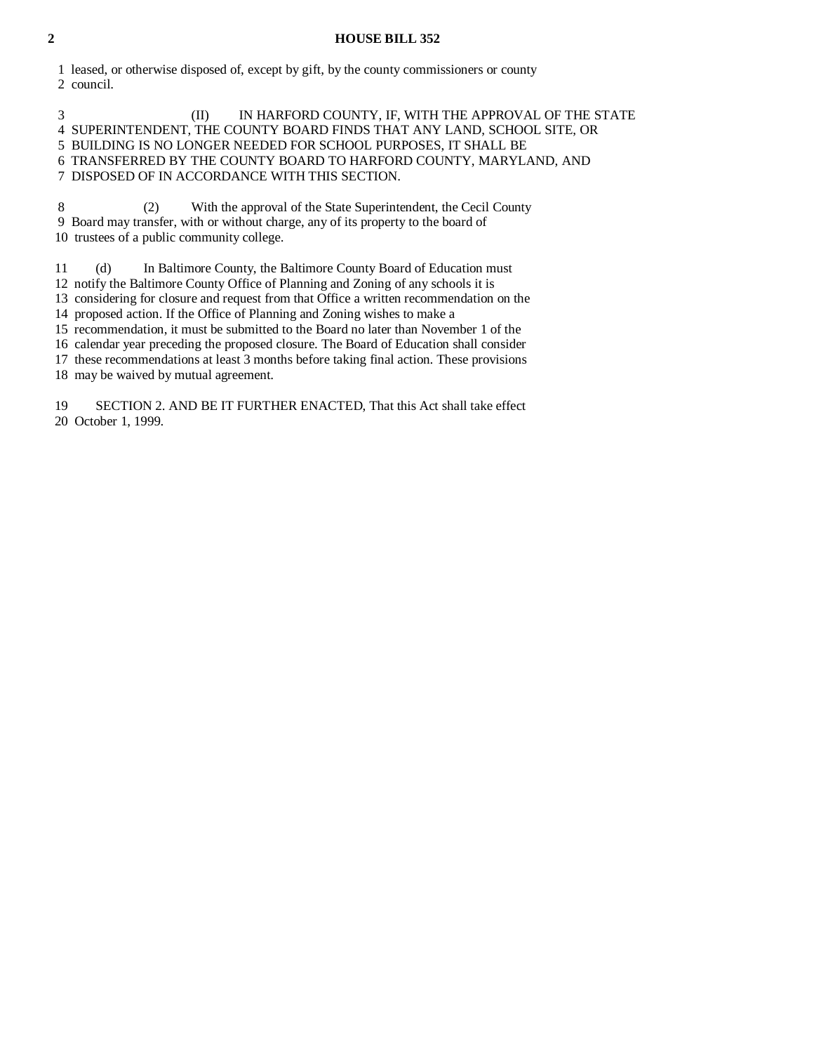leased, or otherwise disposed of, except by gift, by the county commissioners or county council.

(II) IN HARFORD COUNTY, IF, WITH THE APPROVAL OF THE STATE SUPERINTENDENT, THE COUNTY BOARD FINDS THAT ANY LAND, SCHOOL SITE, OR BUILDING IS NO LONGER NEEDED FOR SCHOOL PURPOSES, IT SHALL BE TRANSFERRED BY THE COUNTY BOARD TO HARFORD COUNTY, MARYLAND, AND DISPOSED OF IN ACCORDANCE WITH THIS SECTION.

(2) With the approval of the State Superintendent, the Cecil County Board may transfer, with or without charge, any of its property to the board of trustees of a public community college.

(d) In Baltimore County, the Baltimore County Board of Education must notify the Baltimore County Office of Planning and Zoning of any schools it is considering for closure and request from that Office a written recommendation on the proposed action. If the Office of Planning and Zoning wishes to make a recommendation, it must be submitted to the Board no later than November 1 of the calendar year preceding the proposed closure. The Board of Education shall consider these recommendations at least 3 months before taking final action. These provisions may be waived by mutual agreement.

SECTION 2. AND BE IT FURTHER ENACTED, That this Act shall take effect October 1, 1999.